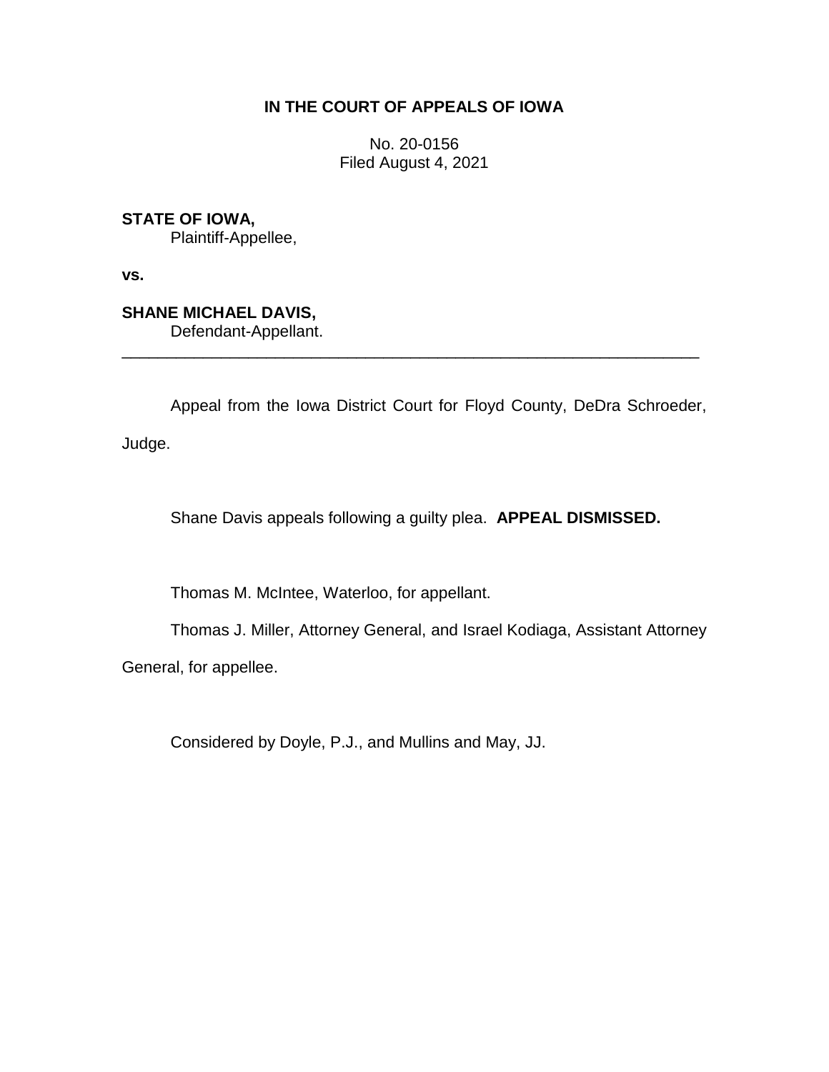**IN THE COURT OF APPEALS OF IOWA**

No. 20-0156
Filed August 4, 2021

**STATE OF IOWA,**
Plaintiff-Appellee,

**vs.**

**SHANE MICHAEL DAVIS,**
Defendant-Appellant.

---

Appeal from the Iowa District Court for Floyd County, DeDra Schroeder, Judge.

Shane Davis appeals following a guilty plea. **APPEAL DISMISSED.**

Thomas M. McIntee, Waterloo, for appellant.

Thomas J. Miller, Attorney General, and Israel Kodiaga, Assistant Attorney General, for appellee.

Considered by Doyle, P.J., and Mullins and May, JJ.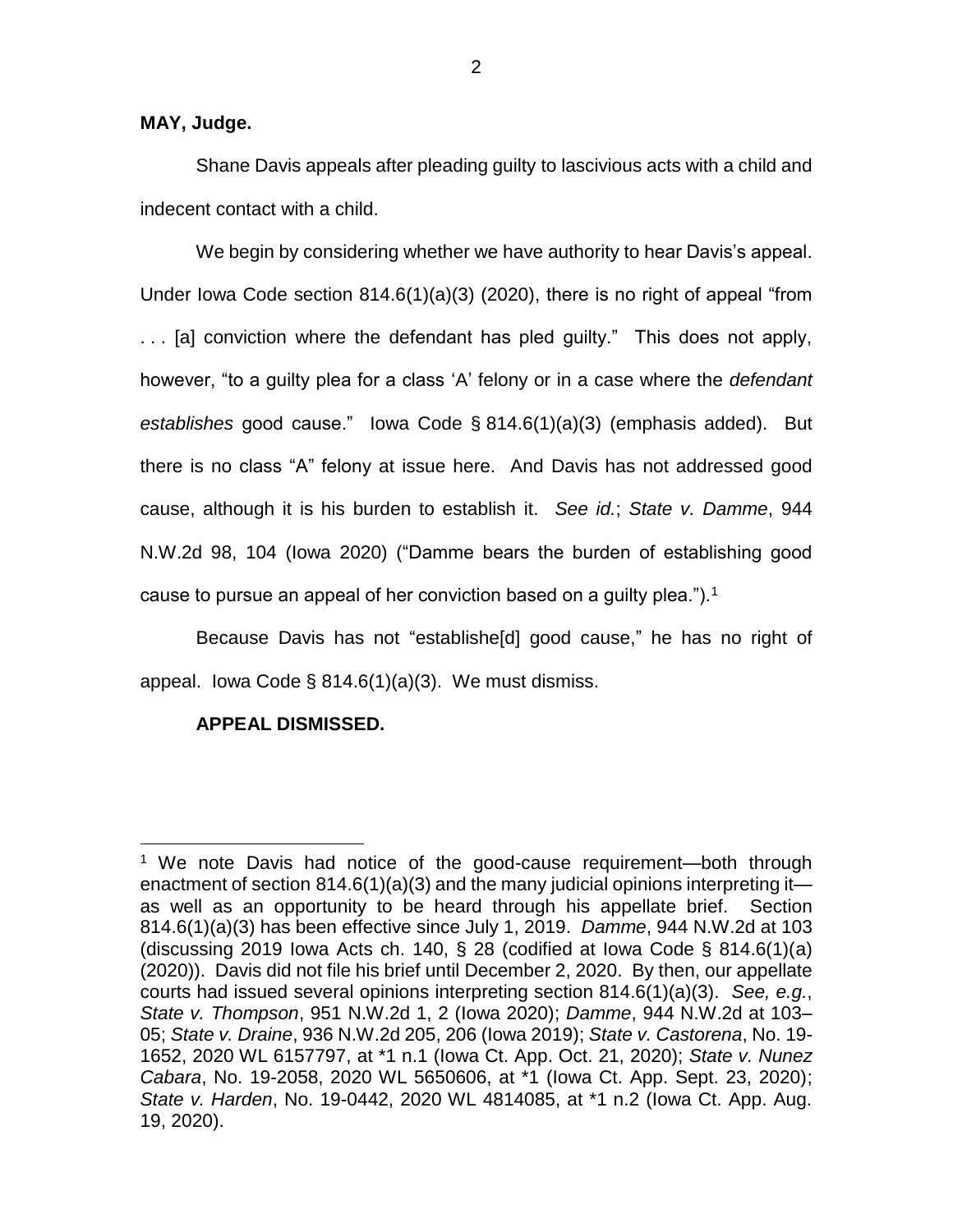**MAY, Judge.**

Shane Davis appeals after pleading guilty to lascivious acts with a child and indecent contact with a child.

We begin by considering whether we have authority to hear Davis's appeal. Under Iowa Code section 814.6(1)(a)(3) (2020), there is no right of appeal "from . . . [a] conviction where the defendant has pled guilty." This does not apply, however, "to a guilty plea for a class 'A' felony or in a case where the *defendant establishes* good cause." Iowa Code § 814.6(1)(a)(3) (emphasis added). But there is no class "A" felony at issue here. And Davis has not addressed good cause, although it is his burden to establish it. *See id.*; *State v. Damme*, 944 N.W.2d 98, 104 (Iowa 2020) ("Damme bears the burden of establishing good cause to pursue an appeal of her conviction based on a guilty plea.").[1]

Because Davis has not "establishe[d] good cause," he has no right of appeal. Iowa Code § 814.6(1)(a)(3). We must dismiss.

**APPEAL DISMISSED.**

---

[1] We note Davis had notice of the good-cause requirement—both through enactment of section 814.6(1)(a)(3) and the many judicial opinions interpreting it—as well as an opportunity to be heard through his appellate brief. Section 814.6(1)(a)(3) has been effective since July 1, 2019. *Damme*, 944 N.W.2d at 103 (discussing 2019 Iowa Acts ch. 140, § 28 (codified at Iowa Code § 814.6(1)(a) (2020)). Davis did not file his brief until December 2, 2020. By then, our appellate courts had issued several opinions interpreting section 814.6(1)(a)(3). *See, e.g.*, *State v. Thompson*, 951 N.W.2d 1, 2 (Iowa 2020); *Damme*, 944 N.W.2d at 103–05; *State v. Draine*, 936 N.W.2d 205, 206 (Iowa 2019); *State v. Castorena*, No. 19-1652, 2020 WL 6157797, at *1 n.1 (Iowa Ct. App. Oct. 21, 2020); *State v. Nunez Cabara*, No. 19-2058, 2020 WL 5650606, at *1 (Iowa Ct. App. Sept. 23, 2020); *State v. Harden*, No. 19-0442, 2020 WL 4814085, at *1 n.2 (Iowa Ct. App. Aug. 19, 2020).